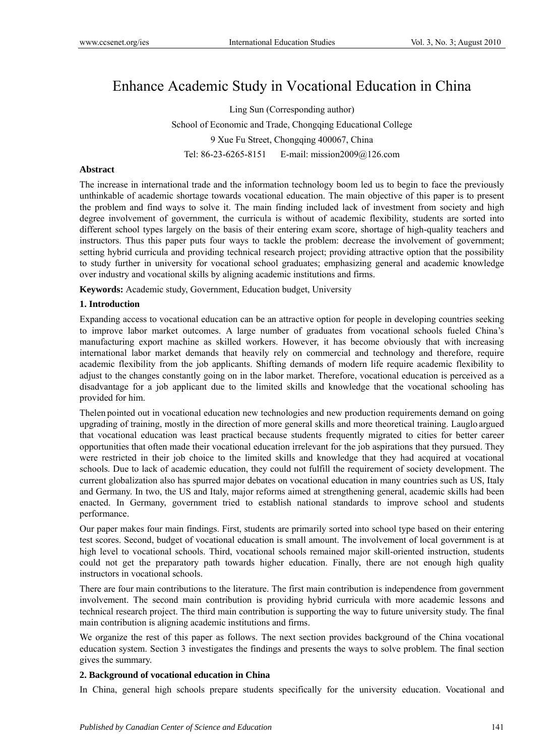# Enhance Academic Study in Vocational Education in China

Ling Sun (Corresponding author)

School of Economic and Trade, Chongqing Educational College

9 Xue Fu Street, Chongqing 400067, China

Tel: 86-23-6265-8151 E-mail: mission2009@126.com

## Abstract

The increase in international trade and the information technology boom led us to begin to face the previously unthinkable of academic shortage towards vocational education. The main objective of this paper is to present the problem and find ways to solve it. The main finding included lack of investment from society and high degree involvement of government, the curricula is without of academic flexibility, students are sorted into different school types largely on the basis of their entering exam score, shortage of high-quality teachers and instructors. Thus this paper puts four ways to tackle the problem: decrease the involvement of government; setting hybrid curricula and providing technical research project; providing attractive option that the possibility to study further in university for vocational school graduates; emphasizing general and academic knowledge over industry and vocational skills by aligning academic institutions and firms.

**Keywords:** Academic study, Government, Education budget, University

## 1. Introduction

Expanding access to vocational education can be an attractive option for people in developing countries seeking to improve labor market outcomes. A large number of graduates from vocational schools fueled China's manufacturing export machine as skilled workers. However, it has become obviously that with increasing international labor market demands that heavily rely on commercial and technology and therefore, require academic flexibility from the job applicants. Shifting demands of modern life require academic flexibility to adjust to the changes constantly going on in the labor market. Therefore, vocational education is perceived as a disadvantage for a job applicant due to the limited skills and knowledge that the vocational schooling has provided for him.

Thelen pointed out in vocational education new technologies and new production requirements demand on going upgrading of training, mostly in the direction of more general skills and more theoretical training. Lauglo argued that vocational education was least practical because students frequently migrated to cities for better career opportunities that often made their vocational education irrelevant for the job aspirations that they pursued. They were restricted in their job choice to the limited skills and knowledge that they had acquired at vocational schools. Due to lack of academic education, they could not fulfill the requirement of society development. The current globalization also has spurred major debates on vocational education in many countries such as US, Italy and Germany. In two, the US and Italy, major reforms aimed at strengthening general, academic skills had been enacted. In Germany, government tried to establish national standards to improve school and students performance.

Our paper makes four main findings. First, students are primarily sorted into school type based on their entering test scores. Second, budget of vocational education is small amount. The involvement of local government is at high level to vocational schools. Third, vocational schools remained major skill-oriented instruction, students could not get the preparatory path towards higher education. Finally, there are not enough high quality instructors in vocational schools.

There are four main contributions to the literature. The first main contribution is independence from government involvement. The second main contribution is providing hybrid curricula with more academic lessons and technical research project. The third main contribution is supporting the way to future university study. The final main contribution is aligning academic institutions and firms.

We organize the rest of this paper as follows. The next section provides background of the China vocational education system. Section 3 investigates the findings and presents the ways to solve problem. The final section gives the summary.

## 2. Background of vocational education in China

In China, general high schools prepare students specifically for the university education. Vocational and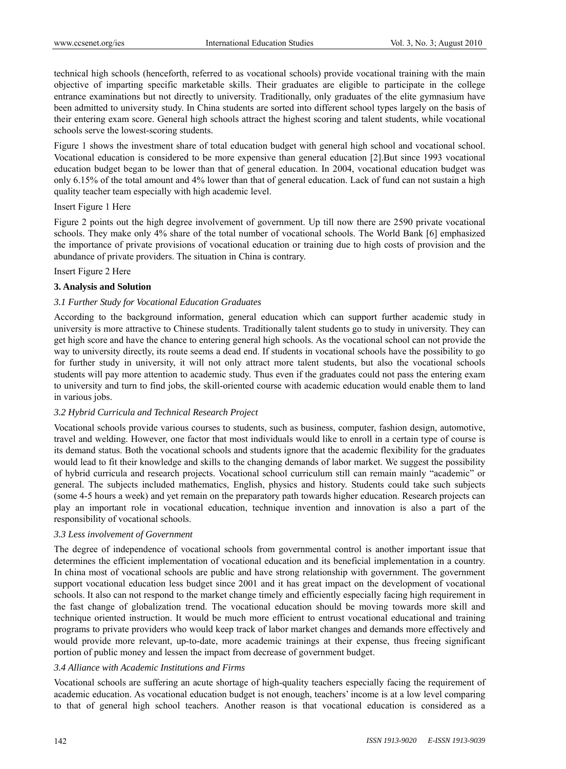technical high schools (henceforth, referred to as vocational schools) provide vocational training with the main objective of imparting specific marketable skills. Their graduates are eligible to participate in the college entrance examinations but not directly to university. Traditionally, only graduates of the elite gymnasium have been admitted to university study. In China students are sorted into different school types largely on the basis of their entering exam score. General high schools attract the highest scoring and talent students, while vocational schools serve the lowest-scoring students.

Figure 1 shows the investment share of total education budget with general high school and vocational school. Vocational education is considered to be more expensive than general education [2].But since 1993 vocational education budget began to be lower than that of general education. In 2004, vocational education budget was only 6.15% of the total amount and 4% lower than that of general education. Lack of fund can not sustain a high quality teacher team especially with high academic level.

Insert Figure 1 Here

Figure 2 points out the high degree involvement of government. Up till now there are 2590 private vocational schools. They make only 4% share of the total number of vocational schools. The World Bank [6] emphasized the importance of private provisions of vocational education or training due to high costs of provision and the abundance of private providers. The situation in China is contrary.

Insert Figure 2 Here

## 3. Analysis and Solution

### *3.1 Further Study for Vocational Education Graduates*

According to the background information, general education which can support further academic study in university is more attractive to Chinese students. Traditionally talent students go to study in university. They can get high score and have the chance to entering general high schools. As the vocational school can not provide the way to university directly, its route seems a dead end. If students in vocational schools have the possibility to go for further study in university, it will not only attract more talent students, but also the vocational schools students will pay more attention to academic study. Thus even if the graduates could not pass the entering exam to university and turn to find jobs, the skill-oriented course with academic education would enable them to land in various jobs.

### *3.2 Hybrid Curricula and Technical Research Project*

Vocational schools provide various courses to students, such as business, computer, fashion design, automotive, travel and welding. However, one factor that most individuals would like to enroll in a certain type of course is its demand status. Both the vocational schools and students ignore that the academic flexibility for the graduates would lead to fit their knowledge and skills to the changing demands of labor market. We suggest the possibility of hybrid curricula and research projects. Vocational school curriculum still can remain mainly "academic" or general. The subjects included mathematics, English, physics and history. Students could take such subjects (some 4-5 hours a week) and yet remain on the preparatory path towards higher education. Research projects can play an important role in vocational education, technique invention and innovation is also a part of the responsibility of vocational schools.

### *3.3 Less involvement of Government*

The degree of independence of vocational schools from governmental control is another important issue that determines the efficient implementation of vocational education and its beneficial implementation in a country. In china most of vocational schools are public and have strong relationship with government. The government support vocational education less budget since 2001 and it has great impact on the development of vocational schools. It also can not respond to the market change timely and efficiently especially facing high requirement in the fast change of globalization trend. The vocational education should be moving towards more skill and technique oriented instruction. It would be much more efficient to entrust vocational educational and training programs to private providers who would keep track of labor market changes and demands more effectively and would provide more relevant, up-to-date, more academic trainings at their expense, thus freeing significant portion of public money and lessen the impact from decrease of government budget.

### *3.4 Alliance with Academic Institutions and Firms*

Vocational schools are suffering an acute shortage of high-quality teachers especially facing the requirement of academic education. As vocational education budget is not enough, teachers' income is at a low level comparing to that of general high school teachers. Another reason is that vocational education is considered as a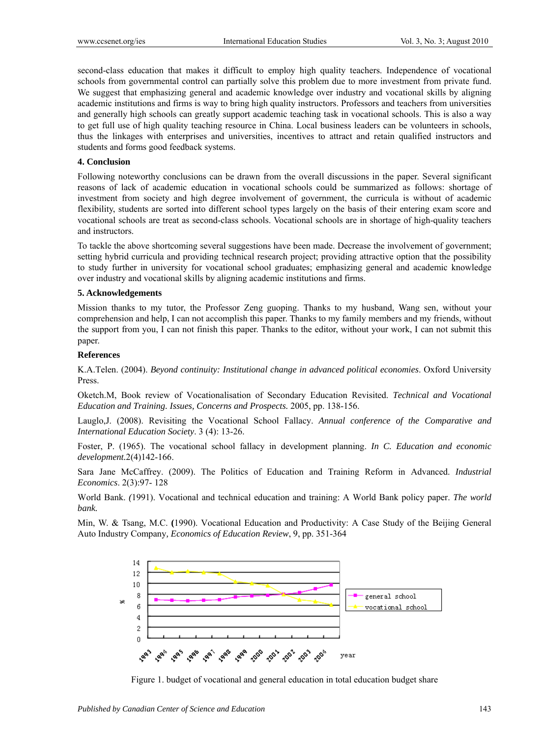second-class education that makes it difficult to employ high quality teachers. Independence of vocational schools from governmental control can partially solve this problem due to more investment from private fund. We suggest that emphasizing general and academic knowledge over industry and vocational skills by aligning academic institutions and firms is way to bring high quality instructors. Professors and teachers from universities and generally high schools can greatly support academic teaching task in vocational schools. This is also a way to get full use of high quality teaching resource in China. Local business leaders can be volunteers in schools, thus the linkages with enterprises and universities, incentives to attract and retain qualified instructors and students and forms good feedback systems.

## 4. Conclusion

Following noteworthy conclusions can be drawn from the overall discussions in the paper. Several significant reasons of lack of academic education in vocational schools could be summarized as follows: shortage of investment from society and high degree involvement of government, the curricula is without of academic flexibility, students are sorted into different school types largely on the basis of their entering exam score and vocational schools are treat as second-class schools. Vocational schools are in shortage of high-quality teachers and instructors.

To tackle the above shortcoming several suggestions have been made. Decrease the involvement of government; setting hybrid curricula and providing technical research project; providing attractive option that the possibility to study further in university for vocational school graduates; emphasizing general and academic knowledge over industry and vocational skills by aligning academic institutions and firms.

## 5. Acknowledgements

Mission thanks to my tutor, the Professor Zeng guoping. Thanks to my husband, Wang sen, without your comprehension and help, I can not accomplish this paper. Thanks to my family members and my friends, without the support from you, I can not finish this paper. Thanks to the editor, without your work, I can not submit this paper.

## References

K.A.Telen. (2004). *Beyond continuity: Institutional change in advanced political economies*. Oxford University Press.

Oketch.M, Book review of Vocationalisation of Secondary Education Revisited. *Technical and Vocational Education and Training. Issues, Concerns and Prospects.* 2005, pp. 138-156.

Lauglo,J. (2008). Revisiting the Vocational School Fallacy. *Annual conference of the Comparative and International Education Society*. 3 (4): 13-26.

Foster, P. (1965). The vocational school fallacy in development planning. *In C. Education and economic development.*2(4)142-166.

Sara Jane McCaffrey. (2009). The Politics of Education and Training Reform in Advanced. *Industrial Economics*. 2(3):97- 128

World Bank. *(*1991). Vocational and technical education and training: A World Bank policy paper. *The world bank.*

Min, W. & Tsang, M.C. **(**1990). Vocational Education and Productivity: A Case Study of the Beijing General Auto Industry Company*, Economics of Education Review*, 9, pp. 351-364

Figure 1. budget of vocational and general education in total education budget share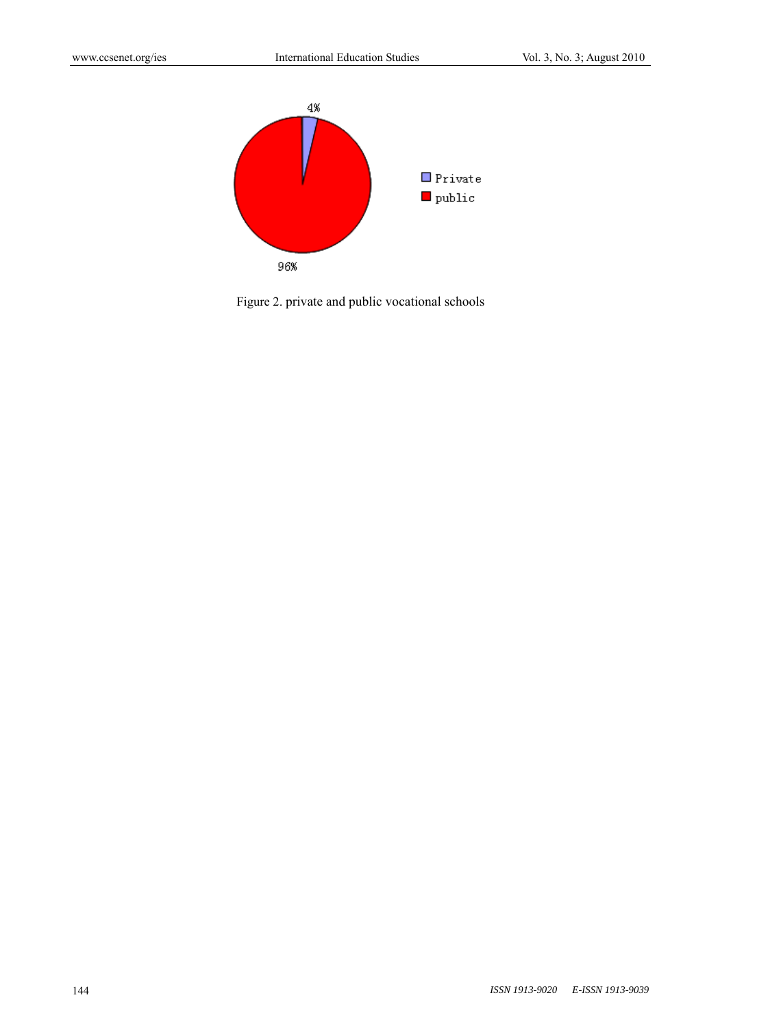4%

Private

public

96%

Figure 2. private and public vocational schools